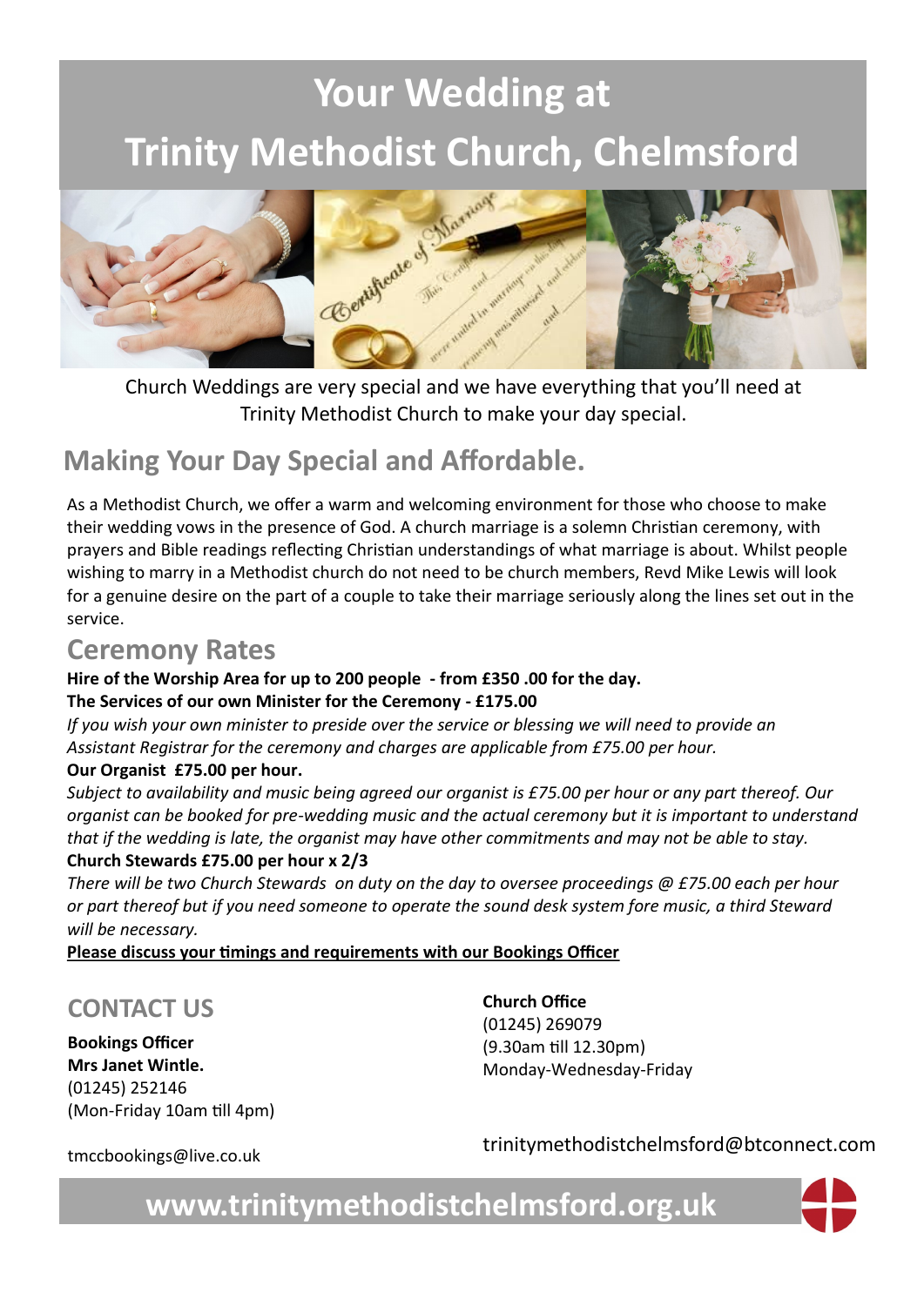# Your Wedding at Trinity Methodist Church, Chelmsford

Church Weddings are very special and we have everything that you'll need at Trinity Methodist Church to make your day special.

## Making Your Day Special and Affordable.

As a Methodist Church, we offer a warm and welcoming environment for those who choose to make their wedding vows in the presence of God. A church marriage is a solemn Christian ceremony, with prayers and Bible readings reflecting Christian understandings of what marriage is about. Whilst people wishing to marry in a Methodist church do not need to be church members, Revd Mike Lewis will look for a genuine desire on the part of a couple to take their marriage seriously along the lines set out in the service.

## Ceremony Rates

**Hire of the Worship Area for up to 200 people - from £350 .00 for the day.**

**The Services of our own Minister for the Ceremony - £175.00**

*If you wish your own minister to preside over the service or blessing we will need to provide an Assistant Registrar for the ceremony and charges are applicable from £75.00 per hour.*

**Our Organist £75.00 per hour.**

*Subject to availability and music being agreed our organist is £75.00 per hour or any part thereof. Our organist can be booked for pre-wedding music and the actual ceremony but it is important to understand that if the wedding is late, the organist may have other commitments and may not be able to stay.*

**Church Stewards £75.00 per hour x 2/3**

*There will be two Church Stewards on duty on the day to oversee proceedings @ £75.00 each per hour or part thereof but if you need someone to operate the sound desk system fore music, a third Steward will be necessary.*

**Please discuss your timings and requirements with our Bookings Officer**

## CONTACT US

**Bookings Officer**
**Mrs Janet Wintle.**
(01245) 252146
(Mon-Friday 10am till 4pm)

tmccbookings@live.co.uk

**Church Office**
(01245) 269079
(9.30am till 12.30pm)
Monday-Wednesday-Friday

trinitymethodistchelmsford@btconnect.com

**www.trinitymethodistchelmsford.org.uk**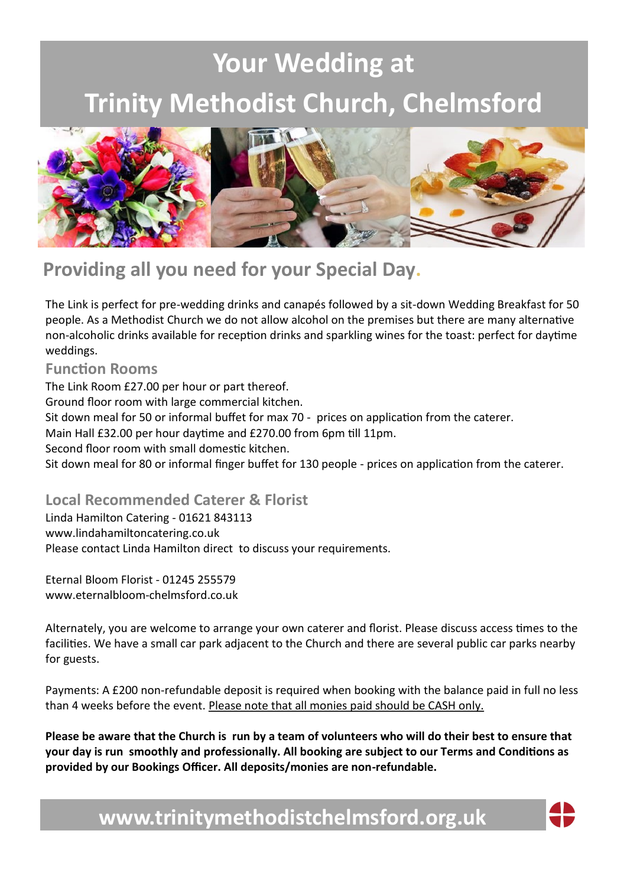# Your Wedding at Trinity Methodist Church, Chelmsford

## Providing all you need for your Special Day.

The Link is perfect for pre-wedding drinks and canapés followed by a sit-down Wedding Breakfast for 50 people. As a Methodist Church we do not allow alcohol on the premises but there are many alternative non-alcoholic drinks available for reception drinks and sparkling wines for the toast: perfect for daytime weddings.

### Function Rooms

The Link Room £27.00 per hour or part thereof.
Ground floor room with large commercial kitchen.
Sit down meal for 50 or informal buffet for max 70 - prices on application from the caterer.
Main Hall £32.00 per hour daytime and £270.00 from 6pm till 11pm.
Second floor room with small domestic kitchen.
Sit down meal for 80 or informal finger buffet for 130 people - prices on application from the caterer.

### Local Recommended Caterer & Florist

Linda Hamilton Catering - 01621 843113
www.lindahamiltoncatering.co.uk
Please contact Linda Hamilton direct to discuss your requirements.

Eternal Bloom Florist - 01245 255579
www.eternalbloom-chelmsford.co.uk

Alternately, you are welcome to arrange your own caterer and florist. Please discuss access times to the facilities. We have a small car park adjacent to the Church and there are several public car parks nearby for guests.

Payments: A £200 non-refundable deposit is required when booking with the balance paid in full no less than 4 weeks before the event. <u>Please note that all monies paid should be CASH only.</u>

**Please be aware that the Church is run by a team of volunteers who will do their best to ensure that your day is run smoothly and professionally. All booking are subject to our Terms and Conditions as provided by our Bookings Officer. All deposits/monies are non-refundable.**

**www.trinitymethodistchelmsford.org.uk**